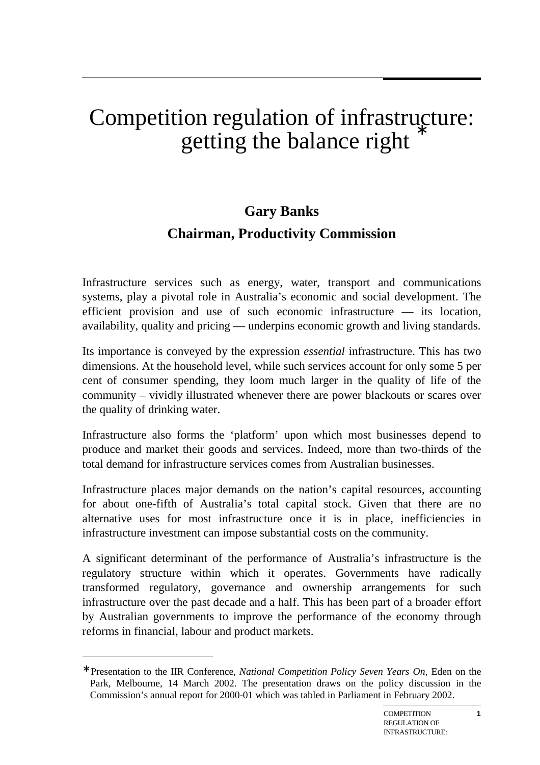# Competition regulation of infrastructure: getting the balance right *

**Gary Banks**

**Chairman, Productivity Commission**

Infrastructure services such as energy, water, transport and communications systems, play a pivotal role in Australia's economic and social development. The efficient provision and use of such economic infrastructure — its location, availability, quality and pricing — underpins economic growth and living standards.

Its importance is conveyed by the expression *essential* infrastructure. This has two dimensions. At the household level, while such services account for only some 5 per cent of consumer spending, they loom much larger in the quality of life of the community – vividly illustrated whenever there are power blackouts or scares over the quality of drinking water.

Infrastructure also forms the 'platform' upon which most businesses depend to produce and market their goods and services. Indeed, more than two-thirds of the total demand for infrastructure services comes from Australian businesses.

Infrastructure places major demands on the nation's capital resources, accounting for about one-fifth of Australia's total capital stock. Given that there are no alternative uses for most infrastructure once it is in place, inefficiencies in infrastructure investment can impose substantial costs on the community.

A significant determinant of the performance of Australia's infrastructure is the regulatory structure within which it operates. Governments have radically transformed regulatory, governance and ownership arrangements for such infrastructure over the past decade and a half. This has been part of a broader effort by Australian governments to improve the performance of the economy through reforms in financial, labour and product markets.

---

* Presentation to the IIR Conference, *National Competition Policy Seven Years On*, Eden on the Park, Melbourne, 14 March 2002. The presentation draws on the policy discussion in the Commission's annual report for 2000-01 which was tabled in Parliament in February 2002.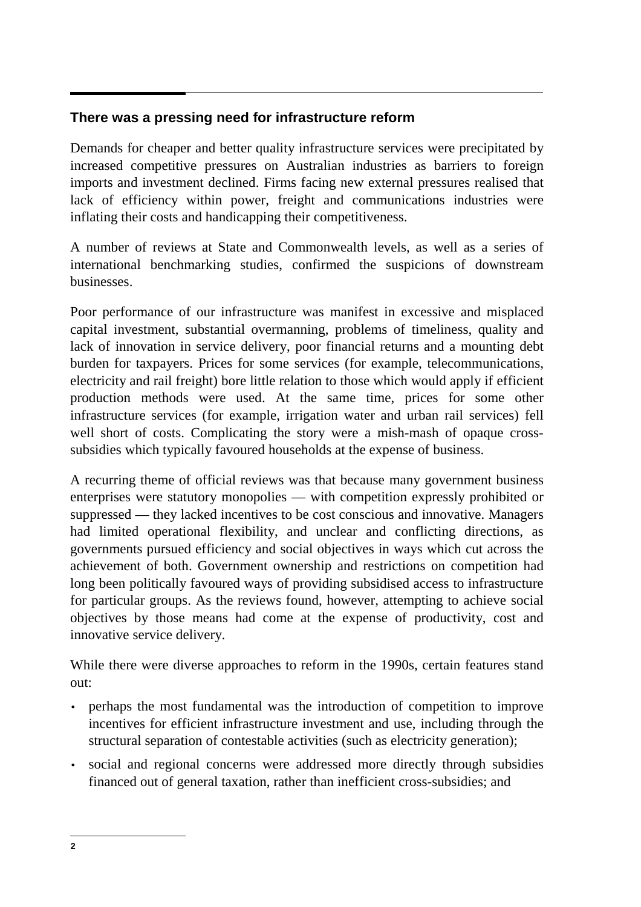## There was a pressing need for infrastructure reform

Demands for cheaper and better quality infrastructure services were precipitated by increased competitive pressures on Australian industries as barriers to foreign imports and investment declined. Firms facing new external pressures realised that lack of efficiency within power, freight and communications industries were inflating their costs and handicapping their competitiveness.

A number of reviews at State and Commonwealth levels, as well as a series of international benchmarking studies, confirmed the suspicions of downstream businesses.

Poor performance of our infrastructure was manifest in excessive and misplaced capital investment, substantial overmanning, problems of timeliness, quality and lack of innovation in service delivery, poor financial returns and a mounting debt burden for taxpayers. Prices for some services (for example, telecommunications, electricity and rail freight) bore little relation to those which would apply if efficient production methods were used. At the same time, prices for some other infrastructure services (for example, irrigation water and urban rail services) fell well short of costs. Complicating the story were a mish-mash of opaque cross-subsidies which typically favoured households at the expense of business.

A recurring theme of official reviews was that because many government business enterprises were statutory monopolies — with competition expressly prohibited or suppressed — they lacked incentives to be cost conscious and innovative. Managers had limited operational flexibility, and unclear and conflicting directions, as governments pursued efficiency and social objectives in ways which cut across the achievement of both. Government ownership and restrictions on competition had long been politically favoured ways of providing subsidised access to infrastructure for particular groups. As the reviews found, however, attempting to achieve social objectives by those means had come at the expense of productivity, cost and innovative service delivery.

While there were diverse approaches to reform in the 1990s, certain features stand out:

- perhaps the most fundamental was the introduction of competition to improve incentives for efficient infrastructure investment and use, including through the structural separation of contestable activities (such as electricity generation);
- social and regional concerns were addressed more directly through subsidies financed out of general taxation, rather than inefficient cross-subsidies; and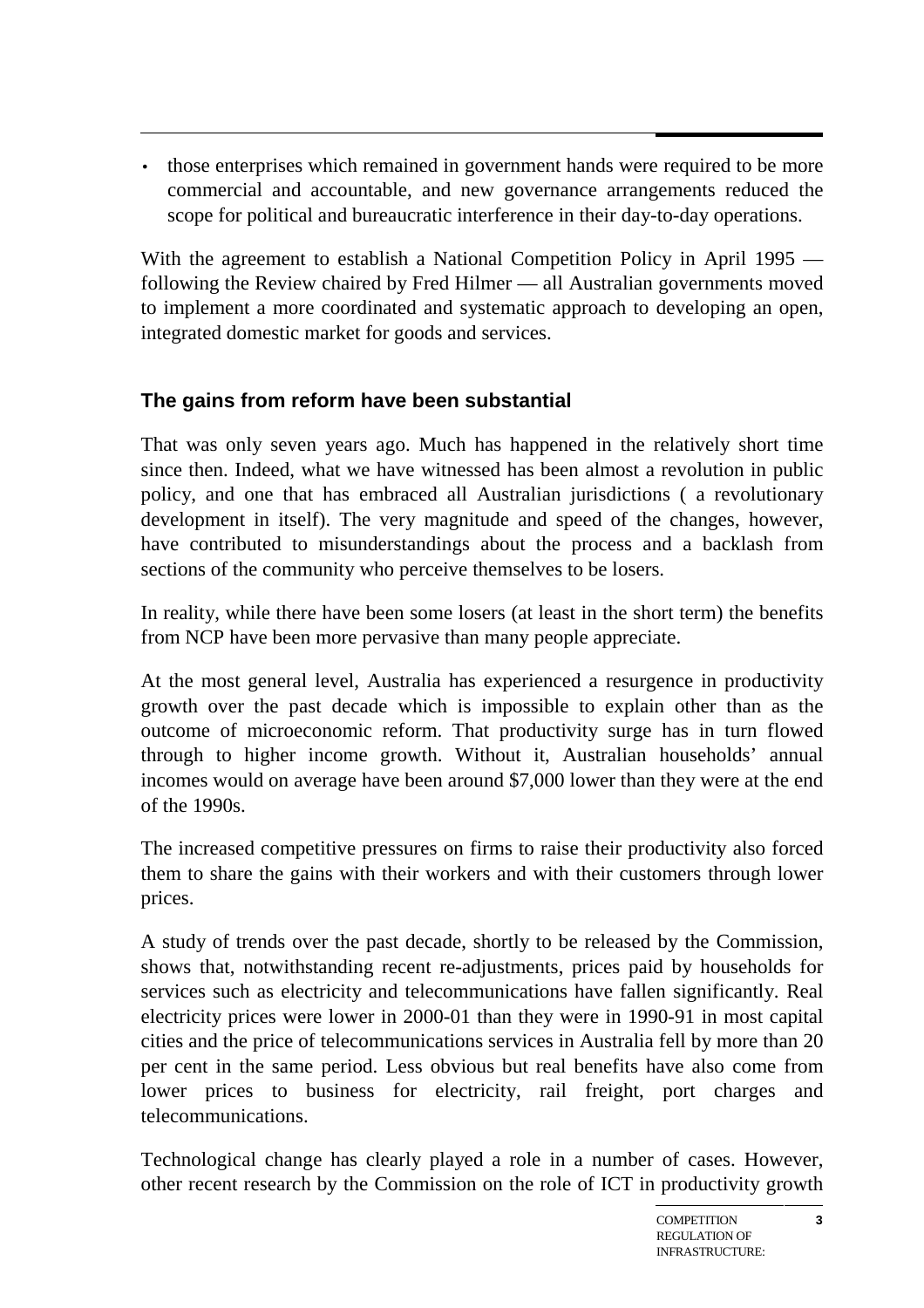- those enterprises which remained in government hands were required to be more commercial and accountable, and new governance arrangements reduced the scope for political and bureaucratic interference in their day-to-day operations.

With the agreement to establish a National Competition Policy in April 1995 — following the Review chaired by Fred Hilmer — all Australian governments moved to implement a more coordinated and systematic approach to developing an open, integrated domestic market for goods and services.

### The gains from reform have been substantial

That was only seven years ago. Much has happened in the relatively short time since then. Indeed, what we have witnessed has been almost a revolution in public policy, and one that has embraced all Australian jurisdictions ( a revolutionary development in itself). The very magnitude and speed of the changes, however, have contributed to misunderstandings about the process and a backlash from sections of the community who perceive themselves to be losers.

In reality, while there have been some losers (at least in the short term) the benefits from NCP have been more pervasive than many people appreciate.

At the most general level, Australia has experienced a resurgence in productivity growth over the past decade which is impossible to explain other than as the outcome of microeconomic reform. That productivity surge has in turn flowed through to higher income growth. Without it, Australian households' annual incomes would on average have been around $7,000 lower than they were at the end of the 1990s.

The increased competitive pressures on firms to raise their productivity also forced them to share the gains with their workers and with their customers through lower prices.

A study of trends over the past decade, shortly to be released by the Commission, shows that, notwithstanding recent re-adjustments, prices paid by households for services such as electricity and telecommunications have fallen significantly. Real electricity prices were lower in 2000-01 than they were in 1990-91 in most capital cities and the price of telecommunications services in Australia fell by more than 20 per cent in the same period. Less obvious but real benefits have also come from lower prices to business for electricity, rail freight, port charges and telecommunications.

Technological change has clearly played a role in a number of cases. However, other recent research by the Commission on the role of ICT in productivity growth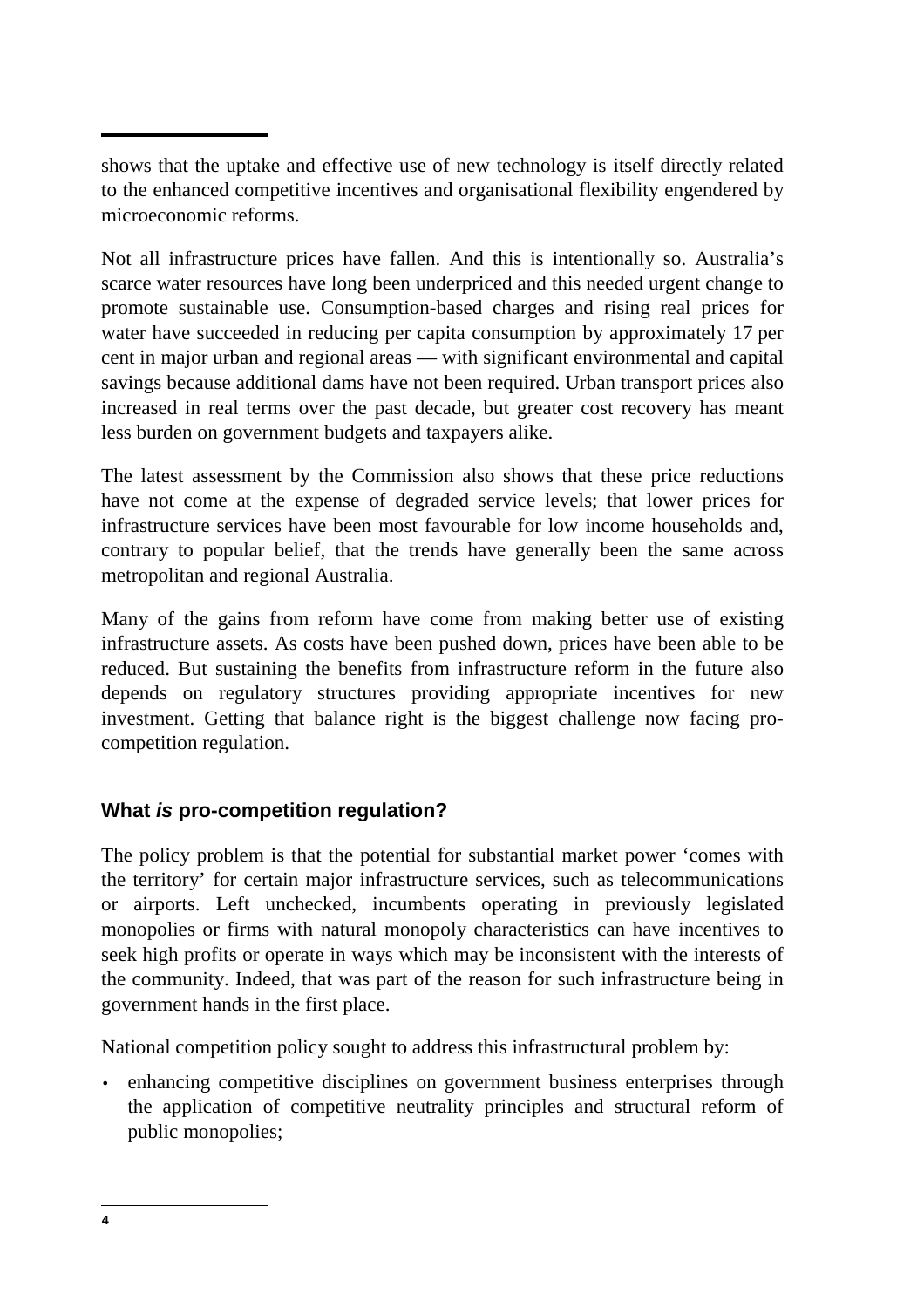shows that the uptake and effective use of new technology is itself directly related to the enhanced competitive incentives and organisational flexibility engendered by microeconomic reforms.

Not all infrastructure prices have fallen. And this is intentionally so. Australia's scarce water resources have long been underpriced and this needed urgent change to promote sustainable use. Consumption-based charges and rising real prices for water have succeeded in reducing per capita consumption by approximately 17 per cent in major urban and regional areas — with significant environmental and capital savings because additional dams have not been required. Urban transport prices also increased in real terms over the past decade, but greater cost recovery has meant less burden on government budgets and taxpayers alike.

The latest assessment by the Commission also shows that these price reductions have not come at the expense of degraded service levels; that lower prices for infrastructure services have been most favourable for low income households and, contrary to popular belief, that the trends have generally been the same across metropolitan and regional Australia.

Many of the gains from reform have come from making better use of existing infrastructure assets. As costs have been pushed down, prices have been able to be reduced. But sustaining the benefits from infrastructure reform in the future also depends on regulatory structures providing appropriate incentives for new investment. Getting that balance right is the biggest challenge now facing pro-competition regulation.

## What *is* pro-competition regulation?

The policy problem is that the potential for substantial market power 'comes with the territory' for certain major infrastructure services, such as telecommunications or airports. Left unchecked, incumbents operating in previously legislated monopolies or firms with natural monopoly characteristics can have incentives to seek high profits or operate in ways which may be inconsistent with the interests of the community. Indeed, that was part of the reason for such infrastructure being in government hands in the first place.

National competition policy sought to address this infrastructural problem by:

- enhancing competitive disciplines on government business enterprises through the application of competitive neutrality principles and structural reform of public monopolies;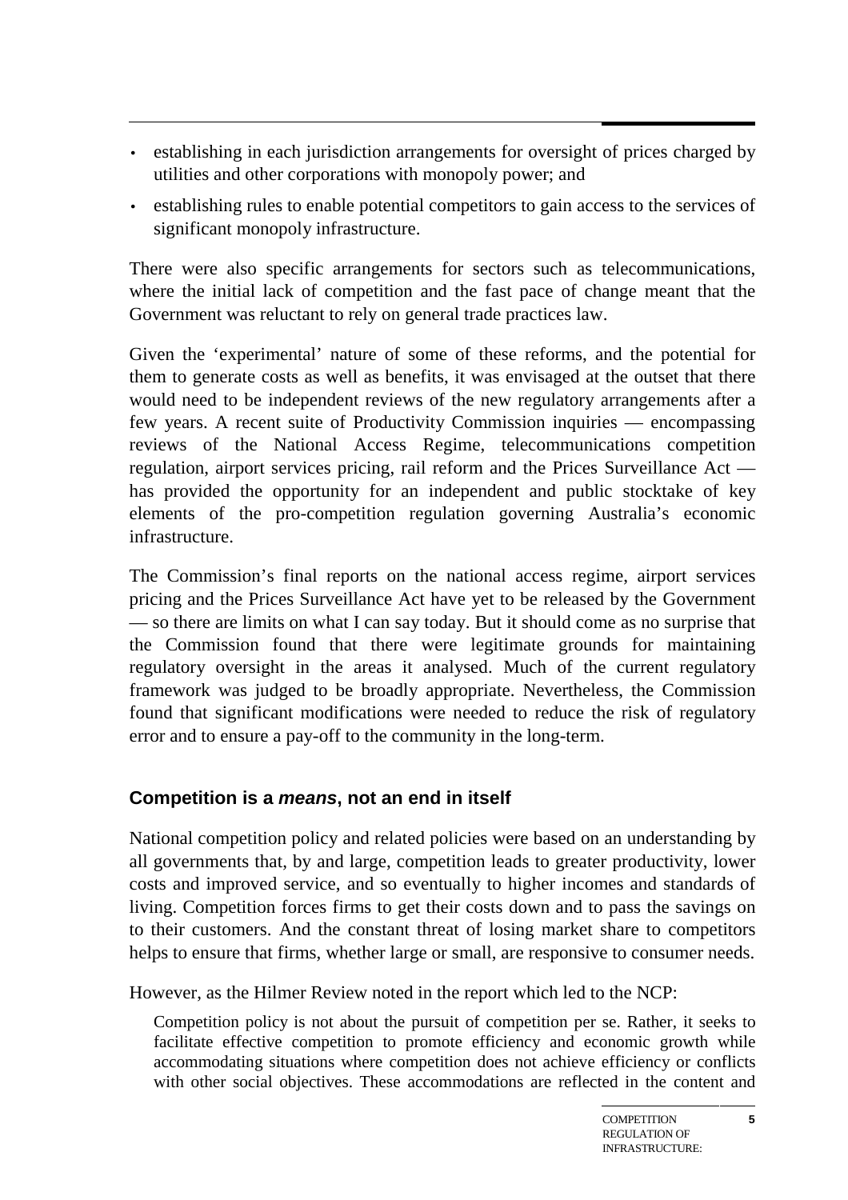- establishing in each jurisdiction arrangements for oversight of prices charged by utilities and other corporations with monopoly power; and
- establishing rules to enable potential competitors to gain access to the services of significant monopoly infrastructure.

There were also specific arrangements for sectors such as telecommunications, where the initial lack of competition and the fast pace of change meant that the Government was reluctant to rely on general trade practices law.

Given the 'experimental' nature of some of these reforms, and the potential for them to generate costs as well as benefits, it was envisaged at the outset that there would need to be independent reviews of the new regulatory arrangements after a few years. A recent suite of Productivity Commission inquiries — encompassing reviews of the National Access Regime, telecommunications competition regulation, airport services pricing, rail reform and the Prices Surveillance Act — has provided the opportunity for an independent and public stocktake of key elements of the pro-competition regulation governing Australia's economic infrastructure.

The Commission's final reports on the national access regime, airport services pricing and the Prices Surveillance Act have yet to be released by the Government — so there are limits on what I can say today. But it should come as no surprise that the Commission found that there were legitimate grounds for maintaining regulatory oversight in the areas it analysed. Much of the current regulatory framework was judged to be broadly appropriate. Nevertheless, the Commission found that significant modifications were needed to reduce the risk of regulatory error and to ensure a pay-off to the community in the long-term.

## Competition is a *means*, not an end in itself

National competition policy and related policies were based on an understanding by all governments that, by and large, competition leads to greater productivity, lower costs and improved service, and so eventually to higher incomes and standards of living. Competition forces firms to get their costs down and to pass the savings on to their customers. And the constant threat of losing market share to competitors helps to ensure that firms, whether large or small, are responsive to consumer needs.

However, as the Hilmer Review noted in the report which led to the NCP:

> Competition policy is not about the pursuit of competition per se. Rather, it seeks to facilitate effective competition to promote efficiency and economic growth while accommodating situations where competition does not achieve efficiency or conflicts with other social objectives. These accommodations are reflected in the content and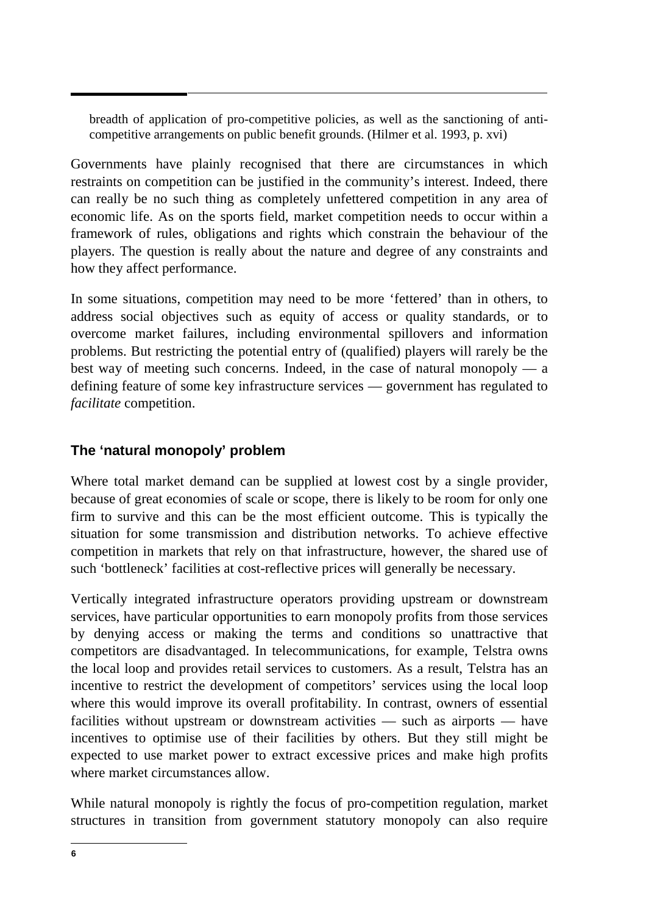> breadth of application of pro-competitive policies, as well as the sanctioning of anti-competitive arrangements on public benefit grounds. (Hilmer et al. 1993, p. xvi)

Governments have plainly recognised that there are circumstances in which restraints on competition can be justified in the community's interest. Indeed, there can really be no such thing as completely unfettered competition in any area of economic life. As on the sports field, market competition needs to occur within a framework of rules, obligations and rights which constrain the behaviour of the players. The question is really about the nature and degree of any constraints and how they affect performance.

In some situations, competition may need to be more 'fettered' than in others, to address social objectives such as equity of access or quality standards, or to overcome market failures, including environmental spillovers and information problems. But restricting the potential entry of (qualified) players will rarely be the best way of meeting such concerns. Indeed, in the case of natural monopoly — a defining feature of some key infrastructure services — government has regulated to *facilitate* competition.

### The 'natural monopoly' problem

Where total market demand can be supplied at lowest cost by a single provider, because of great economies of scale or scope, there is likely to be room for only one firm to survive and this can be the most efficient outcome. This is typically the situation for some transmission and distribution networks. To achieve effective competition in markets that rely on that infrastructure, however, the shared use of such 'bottleneck' facilities at cost-reflective prices will generally be necessary.

Vertically integrated infrastructure operators providing upstream or downstream services, have particular opportunities to earn monopoly profits from those services by denying access or making the terms and conditions so unattractive that competitors are disadvantaged. In telecommunications, for example, Telstra owns the local loop and provides retail services to customers. As a result, Telstra has an incentive to restrict the development of competitors' services using the local loop where this would improve its overall profitability. In contrast, owners of essential facilities without upstream or downstream activities — such as airports — have incentives to optimise use of their facilities by others. But they still might be expected to use market power to extract excessive prices and make high profits where market circumstances allow.

While natural monopoly is rightly the focus of pro-competition regulation, market structures in transition from government statutory monopoly can also require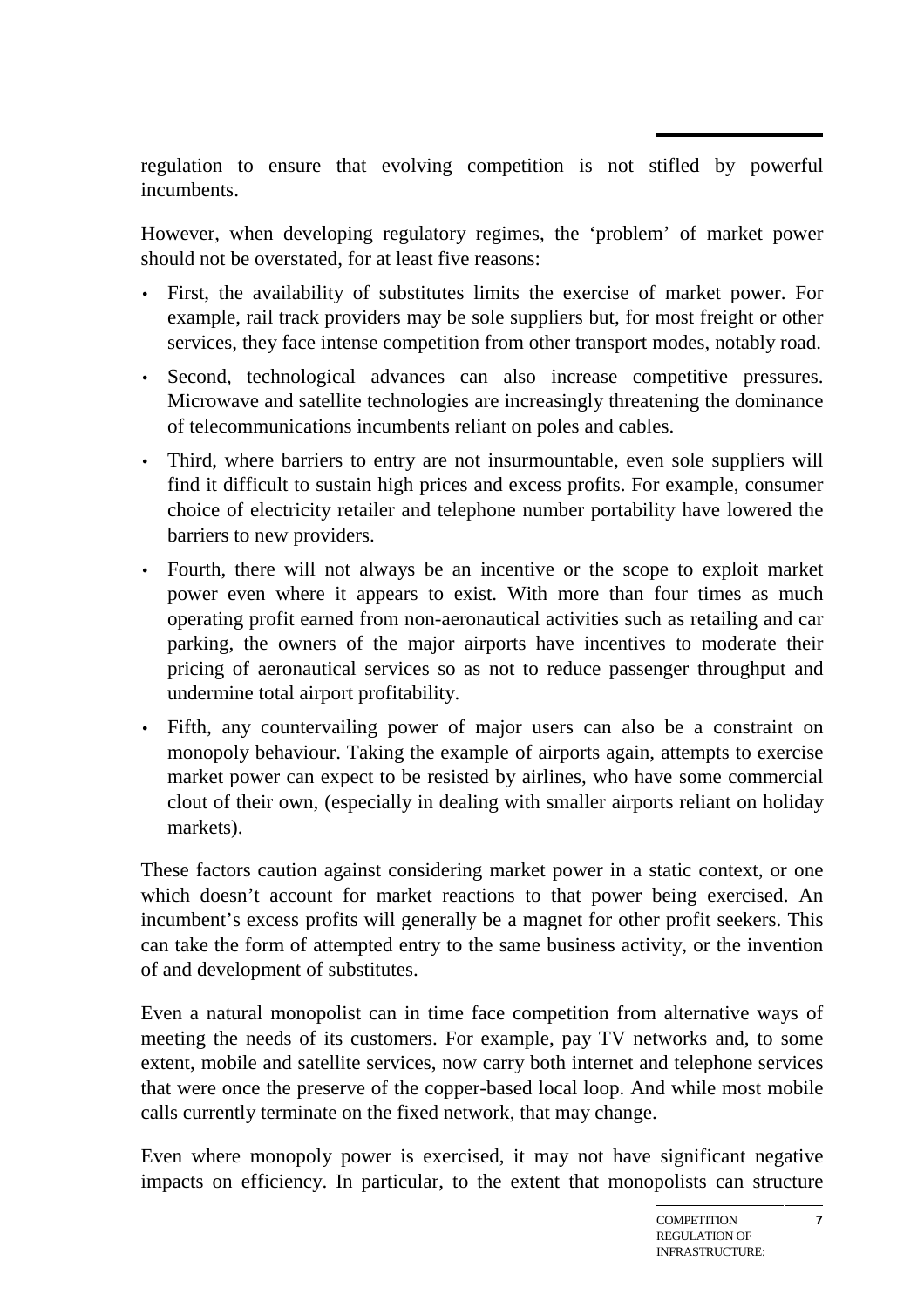regulation to ensure that evolving competition is not stifled by powerful incumbents.

However, when developing regulatory regimes, the 'problem' of market power should not be overstated, for at least five reasons:

- First, the availability of substitutes limits the exercise of market power. For example, rail track providers may be sole suppliers but, for most freight or other services, they face intense competition from other transport modes, notably road.
- Second, technological advances can also increase competitive pressures. Microwave and satellite technologies are increasingly threatening the dominance of telecommunications incumbents reliant on poles and cables.
- Third, where barriers to entry are not insurmountable, even sole suppliers will find it difficult to sustain high prices and excess profits. For example, consumer choice of electricity retailer and telephone number portability have lowered the barriers to new providers.
- Fourth, there will not always be an incentive or the scope to exploit market power even where it appears to exist. With more than four times as much operating profit earned from non-aeronautical activities such as retailing and car parking, the owners of the major airports have incentives to moderate their pricing of aeronautical services so as not to reduce passenger throughput and undermine total airport profitability.
- Fifth, any countervailing power of major users can also be a constraint on monopoly behaviour. Taking the example of airports again, attempts to exercise market power can expect to be resisted by airlines, who have some commercial clout of their own, (especially in dealing with smaller airports reliant on holiday markets).

These factors caution against considering market power in a static context, or one which doesn't account for market reactions to that power being exercised. An incumbent's excess profits will generally be a magnet for other profit seekers. This can take the form of attempted entry to the same business activity, or the invention of and development of substitutes.

Even a natural monopolist can in time face competition from alternative ways of meeting the needs of its customers. For example, pay TV networks and, to some extent, mobile and satellite services, now carry both internet and telephone services that were once the preserve of the copper-based local loop. And while most mobile calls currently terminate on the fixed network, that may change.

Even where monopoly power is exercised, it may not have significant negative impacts on efficiency. In particular, to the extent that monopolists can structure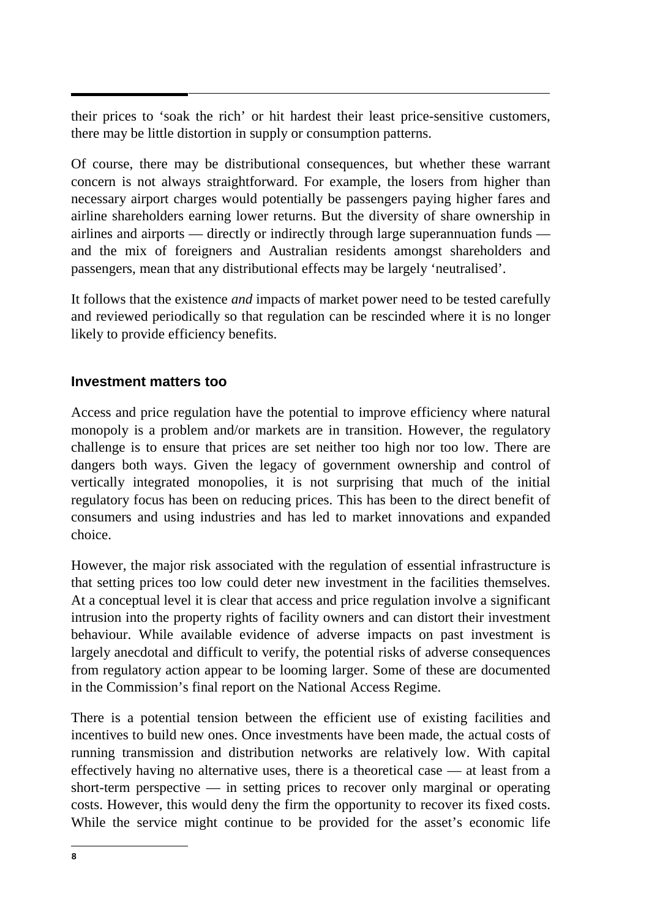their prices to 'soak the rich' or hit hardest their least price-sensitive customers, there may be little distortion in supply or consumption patterns.

Of course, there may be distributional consequences, but whether these warrant concern is not always straightforward. For example, the losers from higher than necessary airport charges would potentially be passengers paying higher fares and airline shareholders earning lower returns. But the diversity of share ownership in airlines and airports — directly or indirectly through large superannuation funds — and the mix of foreigners and Australian residents amongst shareholders and passengers, mean that any distributional effects may be largely 'neutralised'.

It follows that the existence *and* impacts of market power need to be tested carefully and reviewed periodically so that regulation can be rescinded where it is no longer likely to provide efficiency benefits.

### Investment matters too

Access and price regulation have the potential to improve efficiency where natural monopoly is a problem and/or markets are in transition. However, the regulatory challenge is to ensure that prices are set neither too high nor too low. There are dangers both ways. Given the legacy of government ownership and control of vertically integrated monopolies, it is not surprising that much of the initial regulatory focus has been on reducing prices. This has been to the direct benefit of consumers and using industries and has led to market innovations and expanded choice.

However, the major risk associated with the regulation of essential infrastructure is that setting prices too low could deter new investment in the facilities themselves. At a conceptual level it is clear that access and price regulation involve a significant intrusion into the property rights of facility owners and can distort their investment behaviour. While available evidence of adverse impacts on past investment is largely anecdotal and difficult to verify, the potential risks of adverse consequences from regulatory action appear to be looming larger. Some of these are documented in the Commission's final report on the National Access Regime.

There is a potential tension between the efficient use of existing facilities and incentives to build new ones. Once investments have been made, the actual costs of running transmission and distribution networks are relatively low. With capital effectively having no alternative uses, there is a theoretical case — at least from a short-term perspective — in setting prices to recover only marginal or operating costs. However, this would deny the firm the opportunity to recover its fixed costs. While the service might continue to be provided for the asset's economic life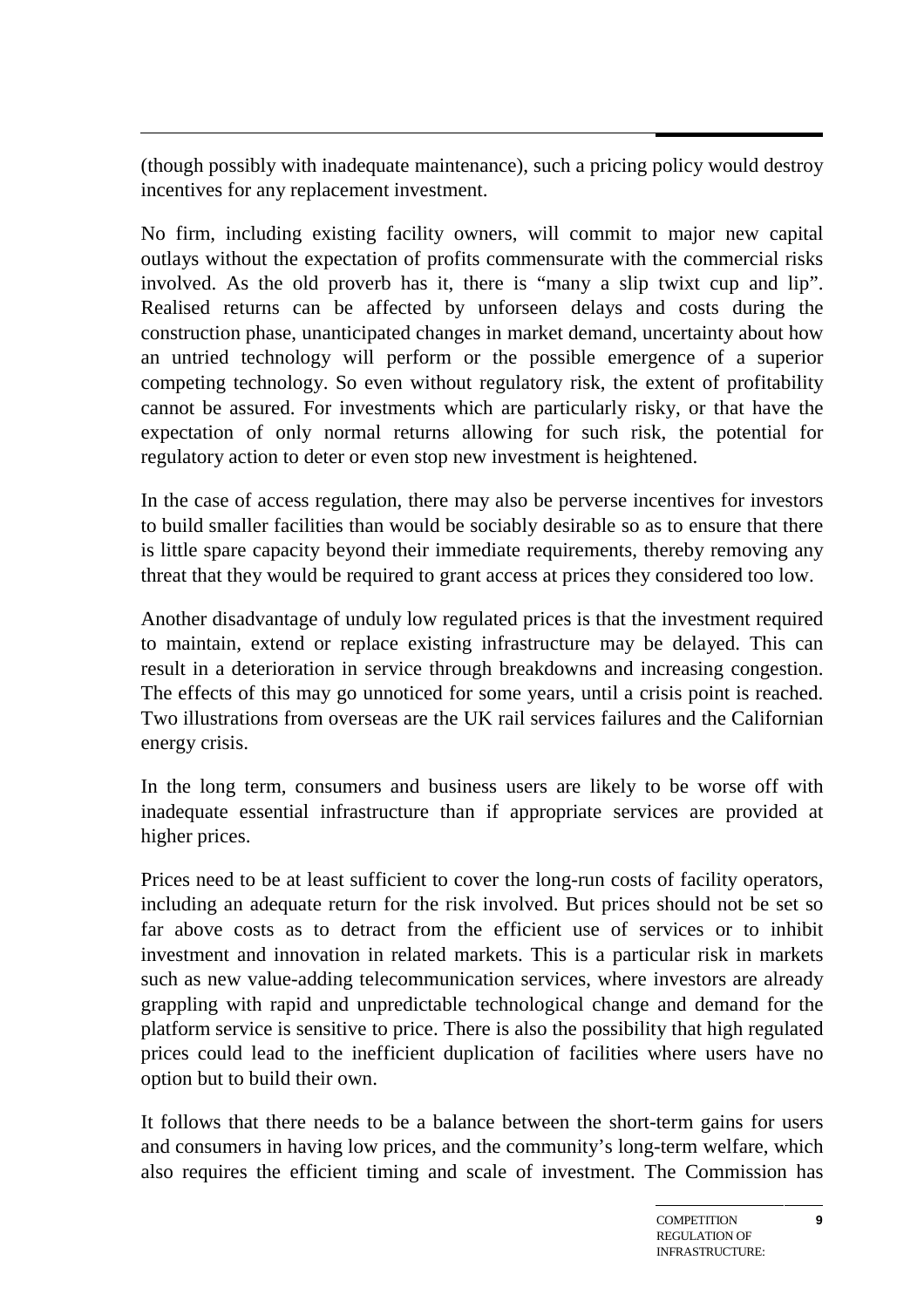(though possibly with inadequate maintenance), such a pricing policy would destroy incentives for any replacement investment.

No firm, including existing facility owners, will commit to major new capital outlays without the expectation of profits commensurate with the commercial risks involved. As the old proverb has it, there is "many a slip twixt cup and lip". Realised returns can be affected by unforseen delays and costs during the construction phase, unanticipated changes in market demand, uncertainty about how an untried technology will perform or the possible emergence of a superior competing technology. So even without regulatory risk, the extent of profitability cannot be assured. For investments which are particularly risky, or that have the expectation of only normal returns allowing for such risk, the potential for regulatory action to deter or even stop new investment is heightened.

In the case of access regulation, there may also be perverse incentives for investors to build smaller facilities than would be sociably desirable so as to ensure that there is little spare capacity beyond their immediate requirements, thereby removing any threat that they would be required to grant access at prices they considered too low.

Another disadvantage of unduly low regulated prices is that the investment required to maintain, extend or replace existing infrastructure may be delayed. This can result in a deterioration in service through breakdowns and increasing congestion. The effects of this may go unnoticed for some years, until a crisis point is reached. Two illustrations from overseas are the UK rail services failures and the Californian energy crisis.

In the long term, consumers and business users are likely to be worse off with inadequate essential infrastructure than if appropriate services are provided at higher prices.

Prices need to be at least sufficient to cover the long-run costs of facility operators, including an adequate return for the risk involved. But prices should not be set so far above costs as to detract from the efficient use of services or to inhibit investment and innovation in related markets. This is a particular risk in markets such as new value-adding telecommunication services, where investors are already grappling with rapid and unpredictable technological change and demand for the platform service is sensitive to price. There is also the possibility that high regulated prices could lead to the inefficient duplication of facilities where users have no option but to build their own.

It follows that there needs to be a balance between the short-term gains for users and consumers in having low prices, and the community's long-term welfare, which also requires the efficient timing and scale of investment. The Commission has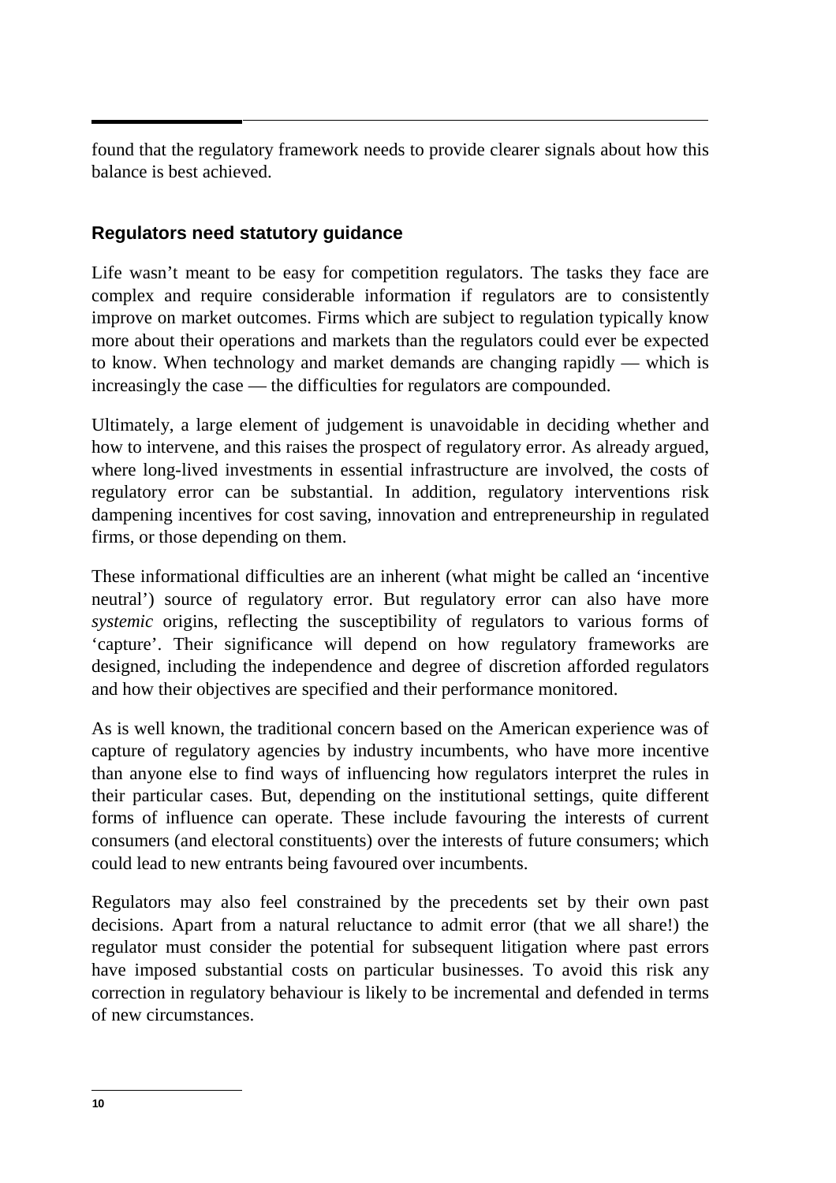found that the regulatory framework needs to provide clearer signals about how this balance is best achieved.

## Regulators need statutory guidance

Life wasn't meant to be easy for competition regulators. The tasks they face are complex and require considerable information if regulators are to consistently improve on market outcomes. Firms which are subject to regulation typically know more about their operations and markets than the regulators could ever be expected to know. When technology and market demands are changing rapidly — which is increasingly the case — the difficulties for regulators are compounded.

Ultimately, a large element of judgement is unavoidable in deciding whether and how to intervene, and this raises the prospect of regulatory error. As already argued, where long-lived investments in essential infrastructure are involved, the costs of regulatory error can be substantial. In addition, regulatory interventions risk dampening incentives for cost saving, innovation and entrepreneurship in regulated firms, or those depending on them.

These informational difficulties are an inherent (what might be called an 'incentive neutral') source of regulatory error. But regulatory error can also have more *systemic* origins, reflecting the susceptibility of regulators to various forms of 'capture'. Their significance will depend on how regulatory frameworks are designed, including the independence and degree of discretion afforded regulators and how their objectives are specified and their performance monitored.

As is well known, the traditional concern based on the American experience was of capture of regulatory agencies by industry incumbents, who have more incentive than anyone else to find ways of influencing how regulators interpret the rules in their particular cases. But, depending on the institutional settings, quite different forms of influence can operate. These include favouring the interests of current consumers (and electoral constituents) over the interests of future consumers; which could lead to new entrants being favoured over incumbents.

Regulators may also feel constrained by the precedents set by their own past decisions. Apart from a natural reluctance to admit error (that we all share!) the regulator must consider the potential for subsequent litigation where past errors have imposed substantial costs on particular businesses. To avoid this risk any correction in regulatory behaviour is likely to be incremental and defended in terms of new circumstances.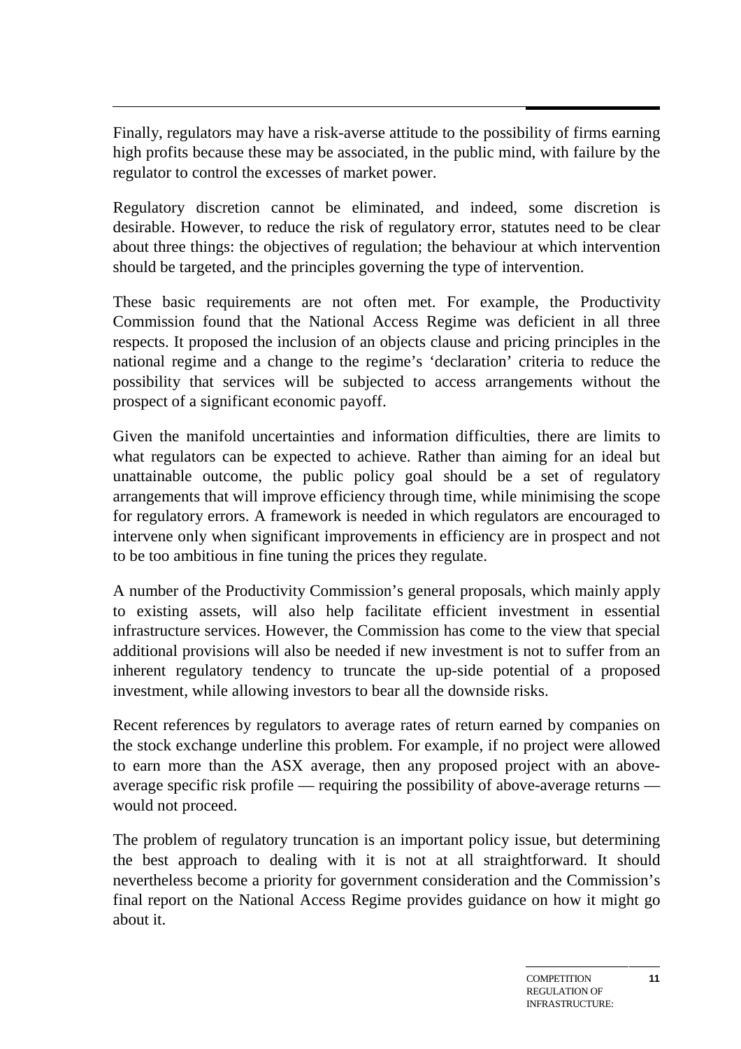Finally, regulators may have a risk-averse attitude to the possibility of firms earning high profits because these may be associated, in the public mind, with failure by the regulator to control the excesses of market power.

Regulatory discretion cannot be eliminated, and indeed, some discretion is desirable. However, to reduce the risk of regulatory error, statutes need to be clear about three things: the objectives of regulation; the behaviour at which intervention should be targeted, and the principles governing the type of intervention.

These basic requirements are not often met. For example, the Productivity Commission found that the National Access Regime was deficient in all three respects. It proposed the inclusion of an objects clause and pricing principles in the national regime and a change to the regime's 'declaration' criteria to reduce the possibility that services will be subjected to access arrangements without the prospect of a significant economic payoff.

Given the manifold uncertainties and information difficulties, there are limits to what regulators can be expected to achieve. Rather than aiming for an ideal but unattainable outcome, the public policy goal should be a set of regulatory arrangements that will improve efficiency through time, while minimising the scope for regulatory errors. A framework is needed in which regulators are encouraged to intervene only when significant improvements in efficiency are in prospect and not to be too ambitious in fine tuning the prices they regulate.

A number of the Productivity Commission's general proposals, which mainly apply to existing assets, will also help facilitate efficient investment in essential infrastructure services. However, the Commission has come to the view that special additional provisions will also be needed if new investment is not to suffer from an inherent regulatory tendency to truncate the up-side potential of a proposed investment, while allowing investors to bear all the downside risks.

Recent references by regulators to average rates of return earned by companies on the stock exchange underline this problem. For example, if no project were allowed to earn more than the ASX average, then any proposed project with an above-average specific risk profile — requiring the possibility of above-average returns — would not proceed.

The problem of regulatory truncation is an important policy issue, but determining the best approach to dealing with it is not at all straightforward. It should nevertheless become a priority for government consideration and the Commission's final report on the National Access Regime provides guidance on how it might go about it.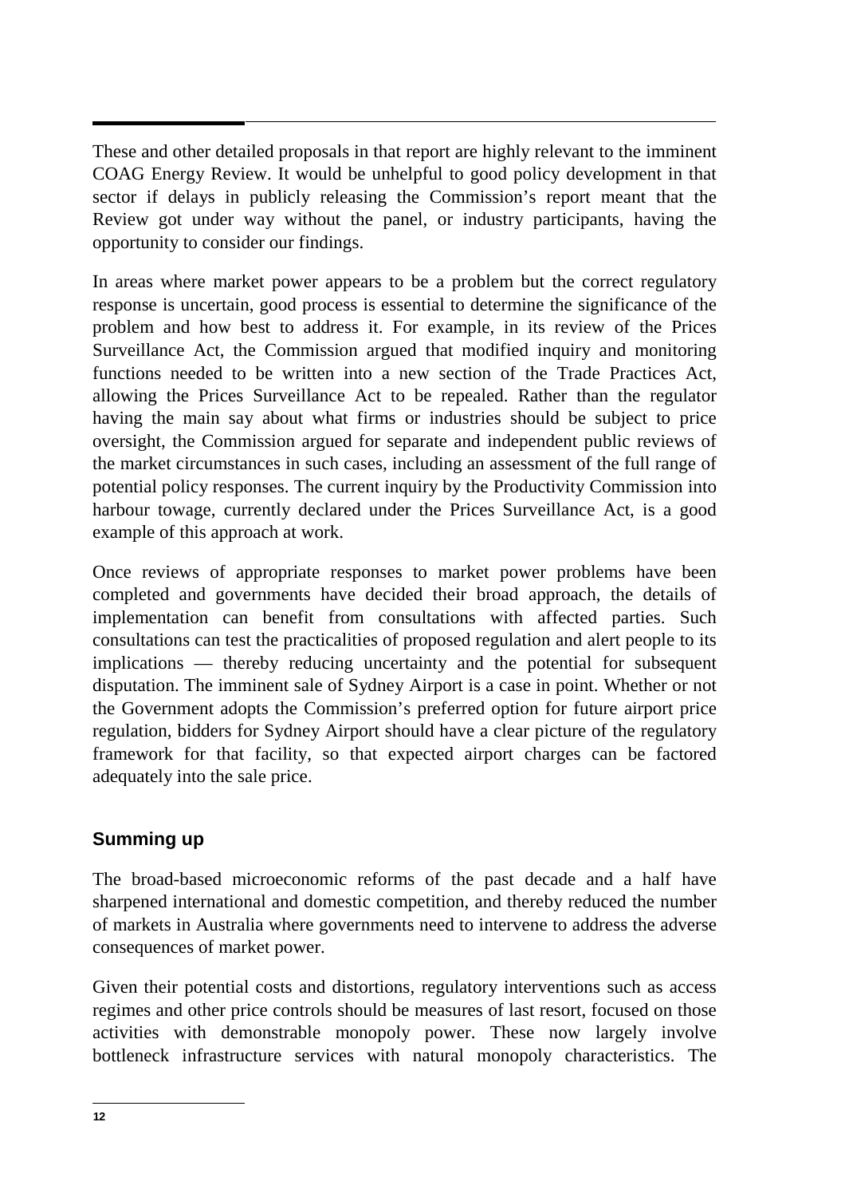These and other detailed proposals in that report are highly relevant to the imminent COAG Energy Review. It would be unhelpful to good policy development in that sector if delays in publicly releasing the Commission's report meant that the Review got under way without the panel, or industry participants, having the opportunity to consider our findings.

In areas where market power appears to be a problem but the correct regulatory response is uncertain, good process is essential to determine the significance of the problem and how best to address it. For example, in its review of the Prices Surveillance Act, the Commission argued that modified inquiry and monitoring functions needed to be written into a new section of the Trade Practices Act, allowing the Prices Surveillance Act to be repealed. Rather than the regulator having the main say about what firms or industries should be subject to price oversight, the Commission argued for separate and independent public reviews of the market circumstances in such cases, including an assessment of the full range of potential policy responses. The current inquiry by the Productivity Commission into harbour towage, currently declared under the Prices Surveillance Act, is a good example of this approach at work.

Once reviews of appropriate responses to market power problems have been completed and governments have decided their broad approach, the details of implementation can benefit from consultations with affected parties. Such consultations can test the practicalities of proposed regulation and alert people to its implications — thereby reducing uncertainty and the potential for subsequent disputation. The imminent sale of Sydney Airport is a case in point. Whether or not the Government adopts the Commission's preferred option for future airport price regulation, bidders for Sydney Airport should have a clear picture of the regulatory framework for that facility, so that expected airport charges can be factored adequately into the sale price.

## Summing up

The broad-based microeconomic reforms of the past decade and a half have sharpened international and domestic competition, and thereby reduced the number of markets in Australia where governments need to intervene to address the adverse consequences of market power.

Given their potential costs and distortions, regulatory interventions such as access regimes and other price controls should be measures of last resort, focused on those activities with demonstrable monopoly power. These now largely involve bottleneck infrastructure services with natural monopoly characteristics. The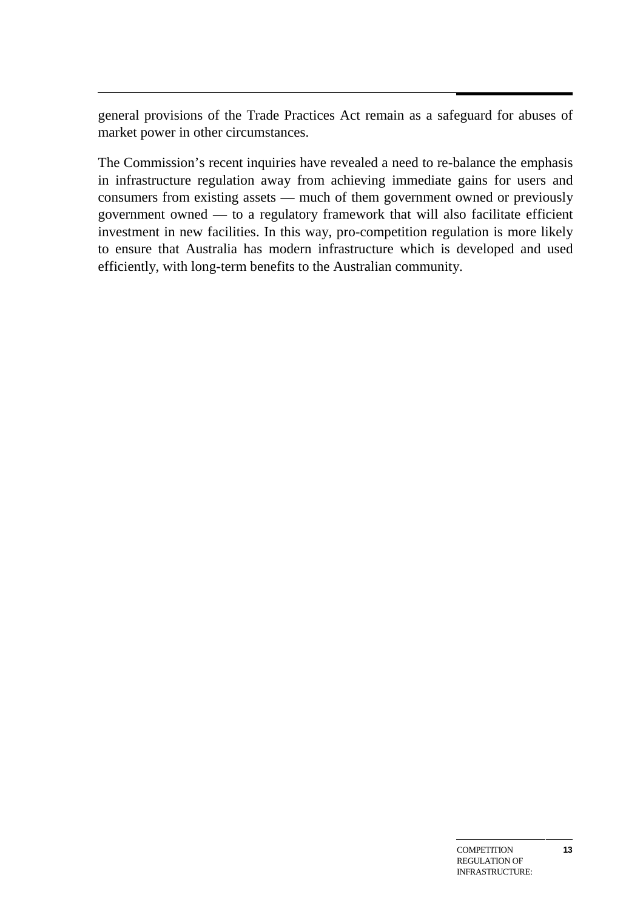general provisions of the Trade Practices Act remain as a safeguard for abuses of market power in other circumstances.

The Commission's recent inquiries have revealed a need to re-balance the emphasis in infrastructure regulation away from achieving immediate gains for users and consumers from existing assets — much of them government owned or previously government owned — to a regulatory framework that will also facilitate efficient investment in new facilities. In this way, pro-competition regulation is more likely to ensure that Australia has modern infrastructure which is developed and used efficiently, with long-term benefits to the Australian community.